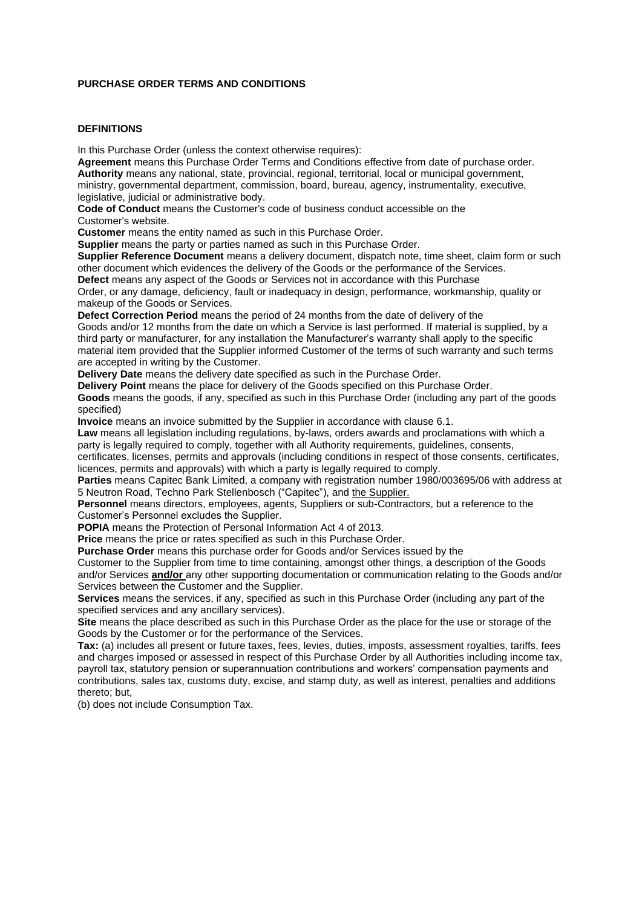**PURCHASE ORDER TERMS AND CONDITIONS**

**DEFINITIONS**

In this Purchase Order (unless the context otherwise requires):

**Agreement** means this Purchase Order Terms and Conditions effective from date of purchase order.

**Authority** means any national, state, provincial, regional, territorial, local or municipal government, ministry, governmental department, commission, board, bureau, agency, instrumentality, executive, legislative, judicial or administrative body.

**Code of Conduct** means the Customer's code of business conduct accessible on the Customer's website.

**Customer** means the entity named as such in this Purchase Order.

**Supplier** means the party or parties named as such in this Purchase Order.

**Supplier Reference Document** means a delivery document, dispatch note, time sheet, claim form or such other document which evidences the delivery of the Goods or the performance of the Services.

**Defect** means any aspect of the Goods or Services not in accordance with this Purchase Order, or any damage, deficiency, fault or inadequacy in design, performance, workmanship, quality or makeup of the Goods or Services.

**Defect Correction Period** means the period of 24 months from the date of delivery of the Goods and/or 12 months from the date on which a Service is last performed. If material is supplied, by a third party or manufacturer, for any installation the Manufacturer's warranty shall apply to the specific material item provided that the Supplier informed Customer of the terms of such warranty and such terms are accepted in writing by the Customer.

**Delivery Date** means the delivery date specified as such in the Purchase Order.

**Delivery Point** means the place for delivery of the Goods specified on this Purchase Order.

**Goods** means the goods, if any, specified as such in this Purchase Order (including any part of the goods specified)

**Invoice** means an invoice submitted by the Supplier in accordance with clause 6.1.

**Law** means all legislation including regulations, by-laws, orders awards and proclamations with which a party is legally required to comply, together with all Authority requirements, guidelines, consents, certificates, licenses, permits and approvals (including conditions in respect of those consents, certificates, licences, permits and approvals) with which a party is legally required to comply.

**Parties** means Capitec Bank Limited, a company with registration number 1980/003695/06 with address at 5 Neutron Road, Techno Park Stellenbosch ("Capitec"), and the Supplier.

**Personnel** means directors, employees, agents, Suppliers or sub-Contractors, but a reference to the Customer's Personnel excludes the Supplier.

**POPIA** means the Protection of Personal Information Act 4 of 2013.

**Price** means the price or rates specified as such in this Purchase Order.

**Purchase Order** means this purchase order for Goods and/or Services issued by the Customer to the Supplier from time to time containing, amongst other things, a description of the Goods and/or Services **and/or** any other supporting documentation or communication relating to the Goods and/or Services between the Customer and the Supplier.

**Services** means the services, if any, specified as such in this Purchase Order (including any part of the specified services and any ancillary services).

**Site** means the place described as such in this Purchase Order as the place for the use or storage of the Goods by the Customer or for the performance of the Services.

**Tax:** (a) includes all present or future taxes, fees, levies, duties, imposts, assessment royalties, tariffs, fees and charges imposed or assessed in respect of this Purchase Order by all Authorities including income tax, payroll tax, statutory pension or superannuation contributions and workers' compensation payments and contributions, sales tax, customs duty, excise, and stamp duty, as well as interest, penalties and additions thereto; but,

(b) does not include Consumption Tax.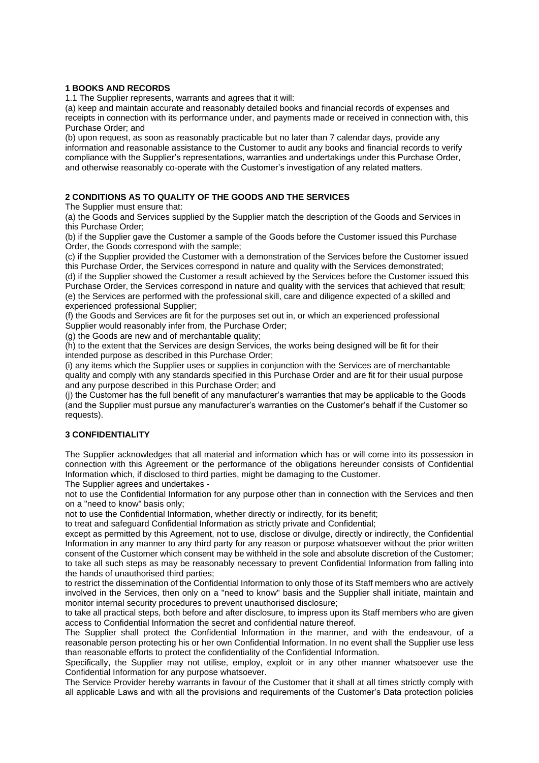**1 BOOKS AND RECORDS**

1.1 The Supplier represents, warrants and agrees that it will:

(a) keep and maintain accurate and reasonably detailed books and financial records of expenses and receipts in connection with its performance under, and payments made or received in connection with, this Purchase Order; and

(b) upon request, as soon as reasonably practicable but no later than 7 calendar days, provide any information and reasonable assistance to the Customer to audit any books and financial records to verify compliance with the Supplier's representations, warranties and undertakings under this Purchase Order, and otherwise reasonably co-operate with the Customer's investigation of any related matters.

**2 CONDITIONS AS TO QUALITY OF THE GOODS AND THE SERVICES**

The Supplier must ensure that:

(a) the Goods and Services supplied by the Supplier match the description of the Goods and Services in this Purchase Order;

(b) if the Supplier gave the Customer a sample of the Goods before the Customer issued this Purchase Order, the Goods correspond with the sample;

(c) if the Supplier provided the Customer with a demonstration of the Services before the Customer issued this Purchase Order, the Services correspond in nature and quality with the Services demonstrated;

(d) if the Supplier showed the Customer a result achieved by the Services before the Customer issued this Purchase Order, the Services correspond in nature and quality with the services that achieved that result;

(e) the Services are performed with the professional skill, care and diligence expected of a skilled and experienced professional Supplier;

(f) the Goods and Services are fit for the purposes set out in, or which an experienced professional Supplier would reasonably infer from, the Purchase Order;

(g) the Goods are new and of merchantable quality;

(h) to the extent that the Services are design Services, the works being designed will be fit for their intended purpose as described in this Purchase Order;

(i) any items which the Supplier uses or supplies in conjunction with the Services are of merchantable quality and comply with any standards specified in this Purchase Order and are fit for their usual purpose and any purpose described in this Purchase Order; and

(j) the Customer has the full benefit of any manufacturer's warranties that may be applicable to the Goods (and the Supplier must pursue any manufacturer's warranties on the Customer's behalf if the Customer so requests).

**3 CONFIDENTIALITY**

The Supplier acknowledges that all material and information which has or will come into its possession in connection with this Agreement or the performance of the obligations hereunder consists of Confidential Information which, if disclosed to third parties, might be damaging to the Customer.

The Supplier agrees and undertakes -

not to use the Confidential Information for any purpose other than in connection with the Services and then on a "need to know" basis only;

not to use the Confidential Information, whether directly or indirectly, for its benefit;

to treat and safeguard Confidential Information as strictly private and Confidential;

except as permitted by this Agreement, not to use, disclose or divulge, directly or indirectly, the Confidential Information in any manner to any third party for any reason or purpose whatsoever without the prior written consent of the Customer which consent may be withheld in the sole and absolute discretion of the Customer;

to take all such steps as may be reasonably necessary to prevent Confidential Information from falling into the hands of unauthorised third parties;

to restrict the dissemination of the Confidential Information to only those of its Staff members who are actively involved in the Services, then only on a "need to know" basis and the Supplier shall initiate, maintain and monitor internal security procedures to prevent unauthorised disclosure;

to take all practical steps, both before and after disclosure, to impress upon its Staff members who are given access to Confidential Information the secret and confidential nature thereof.

The Supplier shall protect the Confidential Information in the manner, and with the endeavour, of a reasonable person protecting his or her own Confidential Information. In no event shall the Supplier use less than reasonable efforts to protect the confidentiality of the Confidential Information.

Specifically, the Supplier may not utilise, employ, exploit or in any other manner whatsoever use the Confidential Information for any purpose whatsoever.

The Service Provider hereby warrants in favour of the Customer that it shall at all times strictly comply with all applicable Laws and with all the provisions and requirements of the Customer's Data protection policies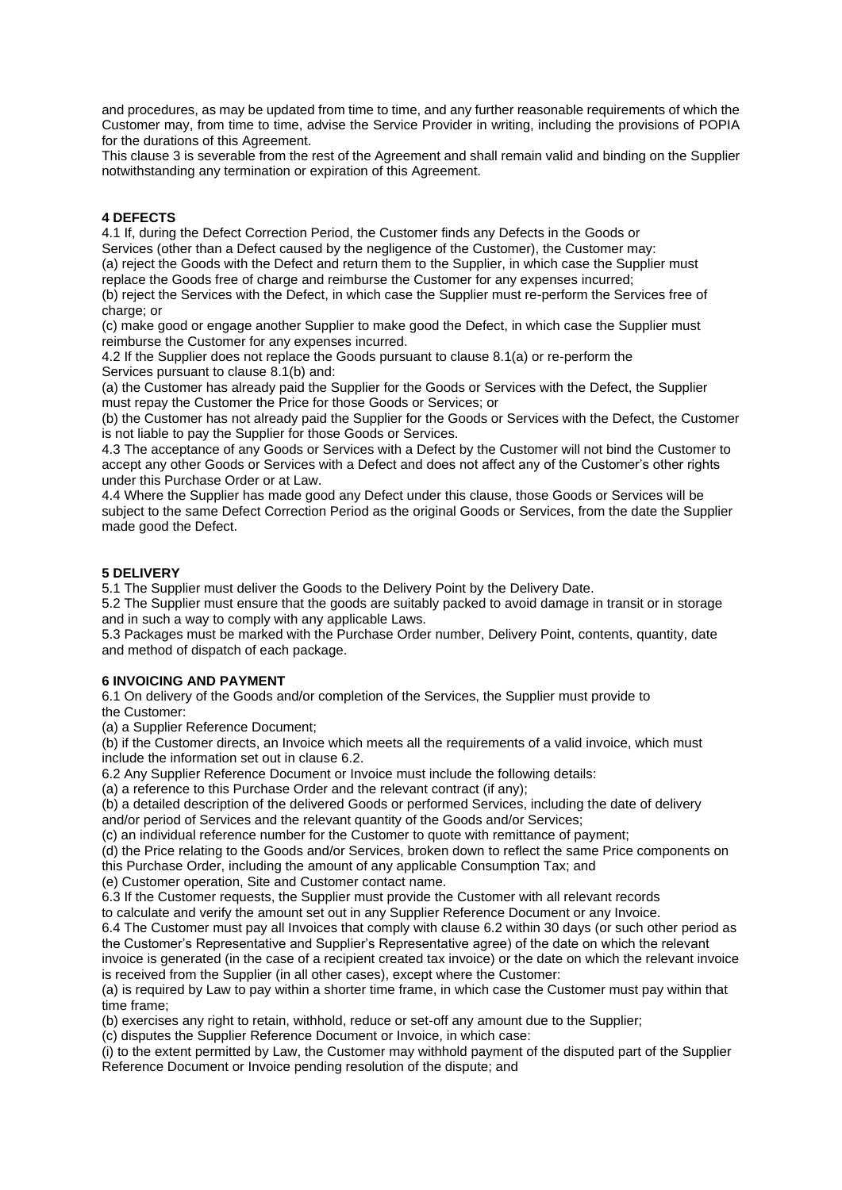and procedures, as may be updated from time to time, and any further reasonable requirements of which the Customer may, from time to time, advise the Service Provider in writing, including the provisions of POPIA for the durations of this Agreement.

This clause 3 is severable from the rest of the Agreement and shall remain valid and binding on the Supplier notwithstanding any termination or expiration of this Agreement.

**4 DEFECTS**

4.1 If, during the Defect Correction Period, the Customer finds any Defects in the Goods or Services (other than a Defect caused by the negligence of the Customer), the Customer may:

(a) reject the Goods with the Defect and return them to the Supplier, in which case the Supplier must replace the Goods free of charge and reimburse the Customer for any expenses incurred;

(b) reject the Services with the Defect, in which case the Supplier must re-perform the Services free of charge; or

(c) make good or engage another Supplier to make good the Defect, in which case the Supplier must reimburse the Customer for any expenses incurred.

4.2 If the Supplier does not replace the Goods pursuant to clause 8.1(a) or re-perform the Services pursuant to clause 8.1(b) and:

(a) the Customer has already paid the Supplier for the Goods or Services with the Defect, the Supplier must repay the Customer the Price for those Goods or Services; or

(b) the Customer has not already paid the Supplier for the Goods or Services with the Defect, the Customer is not liable to pay the Supplier for those Goods or Services.

4.3 The acceptance of any Goods or Services with a Defect by the Customer will not bind the Customer to accept any other Goods or Services with a Defect and does not affect any of the Customer's other rights under this Purchase Order or at Law.

4.4 Where the Supplier has made good any Defect under this clause, those Goods or Services will be subject to the same Defect Correction Period as the original Goods or Services, from the date the Supplier made good the Defect.

**5 DELIVERY**

5.1 The Supplier must deliver the Goods to the Delivery Point by the Delivery Date.

5.2 The Supplier must ensure that the goods are suitably packed to avoid damage in transit or in storage and in such a way to comply with any applicable Laws.

5.3 Packages must be marked with the Purchase Order number, Delivery Point, contents, quantity, date and method of dispatch of each package.

**6 INVOICING AND PAYMENT**

6.1 On delivery of the Goods and/or completion of the Services, the Supplier must provide to the Customer:

(a) a Supplier Reference Document;

(b) if the Customer directs, an Invoice which meets all the requirements of a valid invoice, which must include the information set out in clause 6.2.

6.2 Any Supplier Reference Document or Invoice must include the following details:

(a) a reference to this Purchase Order and the relevant contract (if any);

(b) a detailed description of the delivered Goods or performed Services, including the date of delivery and/or period of Services and the relevant quantity of the Goods and/or Services;

(c) an individual reference number for the Customer to quote with remittance of payment;

(d) the Price relating to the Goods and/or Services, broken down to reflect the same Price components on this Purchase Order, including the amount of any applicable Consumption Tax; and

(e) Customer operation, Site and Customer contact name.

6.3 If the Customer requests, the Supplier must provide the Customer with all relevant records to calculate and verify the amount set out in any Supplier Reference Document or any Invoice.

6.4 The Customer must pay all Invoices that comply with clause 6.2 within 30 days (or such other period as the Customer's Representative and Supplier's Representative agree) of the date on which the relevant invoice is generated (in the case of a recipient created tax invoice) or the date on which the relevant invoice is received from the Supplier (in all other cases), except where the Customer:

(a) is required by Law to pay within a shorter time frame, in which case the Customer must pay within that time frame;

(b) exercises any right to retain, withhold, reduce or set-off any amount due to the Supplier;

(c) disputes the Supplier Reference Document or Invoice, in which case:

(i) to the extent permitted by Law, the Customer may withhold payment of the disputed part of the Supplier Reference Document or Invoice pending resolution of the dispute; and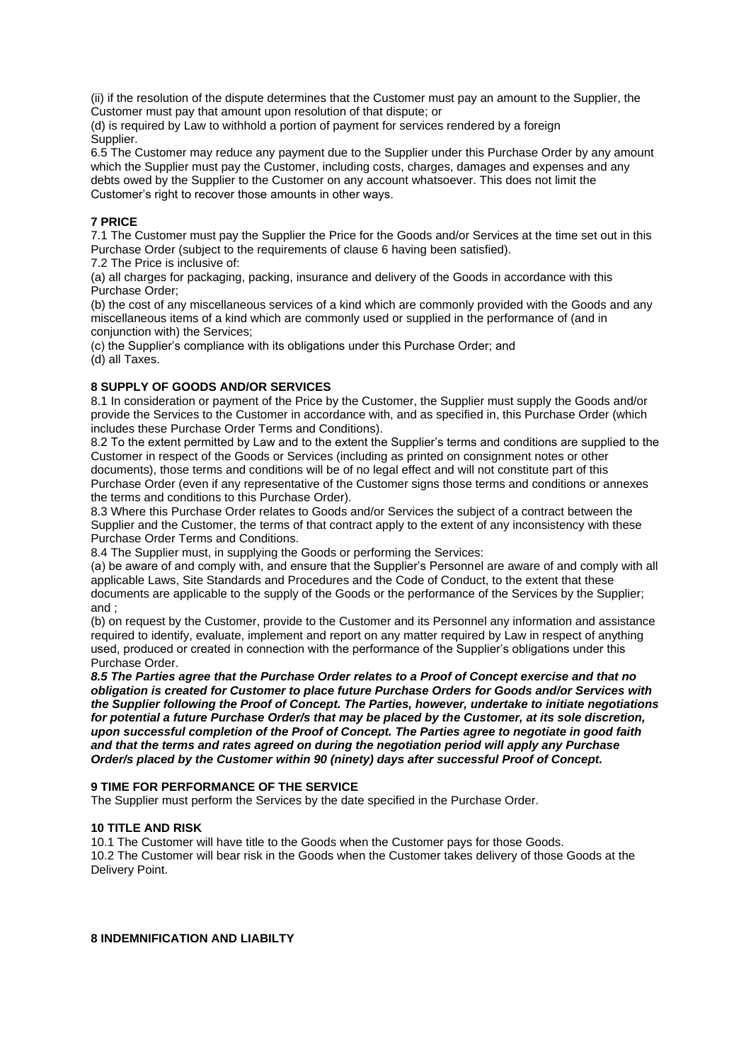(ii) if the resolution of the dispute determines that the Customer must pay an amount to the Supplier, the Customer must pay that amount upon resolution of that dispute; or

(d) is required by Law to withhold a portion of payment for services rendered by a foreign Supplier.

6.5 The Customer may reduce any payment due to the Supplier under this Purchase Order by any amount which the Supplier must pay the Customer, including costs, charges, damages and expenses and any debts owed by the Supplier to the Customer on any account whatsoever. This does not limit the Customer's right to recover those amounts in other ways.

**7 PRICE**

7.1 The Customer must pay the Supplier the Price for the Goods and/or Services at the time set out in this Purchase Order (subject to the requirements of clause 6 having been satisfied).

7.2 The Price is inclusive of:

(a) all charges for packaging, packing, insurance and delivery of the Goods in accordance with this Purchase Order;

(b) the cost of any miscellaneous services of a kind which are commonly provided with the Goods and any miscellaneous items of a kind which are commonly used or supplied in the performance of (and in conjunction with) the Services;

(c) the Supplier's compliance with its obligations under this Purchase Order; and

(d) all Taxes.

**8 SUPPLY OF GOODS AND/OR SERVICES**

8.1 In consideration or payment of the Price by the Customer, the Supplier must supply the Goods and/or provide the Services to the Customer in accordance with, and as specified in, this Purchase Order (which includes these Purchase Order Terms and Conditions).

8.2 To the extent permitted by Law and to the extent the Supplier's terms and conditions are supplied to the Customer in respect of the Goods or Services (including as printed on consignment notes or other documents), those terms and conditions will be of no legal effect and will not constitute part of this Purchase Order (even if any representative of the Customer signs those terms and conditions or annexes the terms and conditions to this Purchase Order).

8.3 Where this Purchase Order relates to Goods and/or Services the subject of a contract between the Supplier and the Customer, the terms of that contract apply to the extent of any inconsistency with these Purchase Order Terms and Conditions.

8.4 The Supplier must, in supplying the Goods or performing the Services:

(a) be aware of and comply with, and ensure that the Supplier's Personnel are aware of and comply with all applicable Laws, Site Standards and Procedures and the Code of Conduct, to the extent that these documents are applicable to the supply of the Goods or the performance of the Services by the Supplier; and ;

(b) on request by the Customer, provide to the Customer and its Personnel any information and assistance required to identify, evaluate, implement and report on any matter required by Law in respect of anything used, produced or created in connection with the performance of the Supplier's obligations under this Purchase Order.

***8.5 The Parties agree that the Purchase Order relates to a Proof of Concept exercise and that no obligation is created for Customer to place future Purchase Orders for Goods and/or Services with the Supplier following the Proof of Concept. The Parties, however, undertake to initiate negotiations for potential a future Purchase Order/s that may be placed by the Customer, at its sole discretion, upon successful completion of the Proof of Concept. The Parties agree to negotiate in good faith and that the terms and rates agreed on during the negotiation period will apply any Purchase Order/s placed by the Customer within 90 (ninety) days after successful Proof of Concept.***

**9 TIME FOR PERFORMANCE OF THE SERVICE**

The Supplier must perform the Services by the date specified in the Purchase Order.

**10 TITLE AND RISK**

10.1 The Customer will have title to the Goods when the Customer pays for those Goods.

10.2 The Customer will bear risk in the Goods when the Customer takes delivery of those Goods at the Delivery Point.

**8 INDEMNIFICATION AND LIABILTY**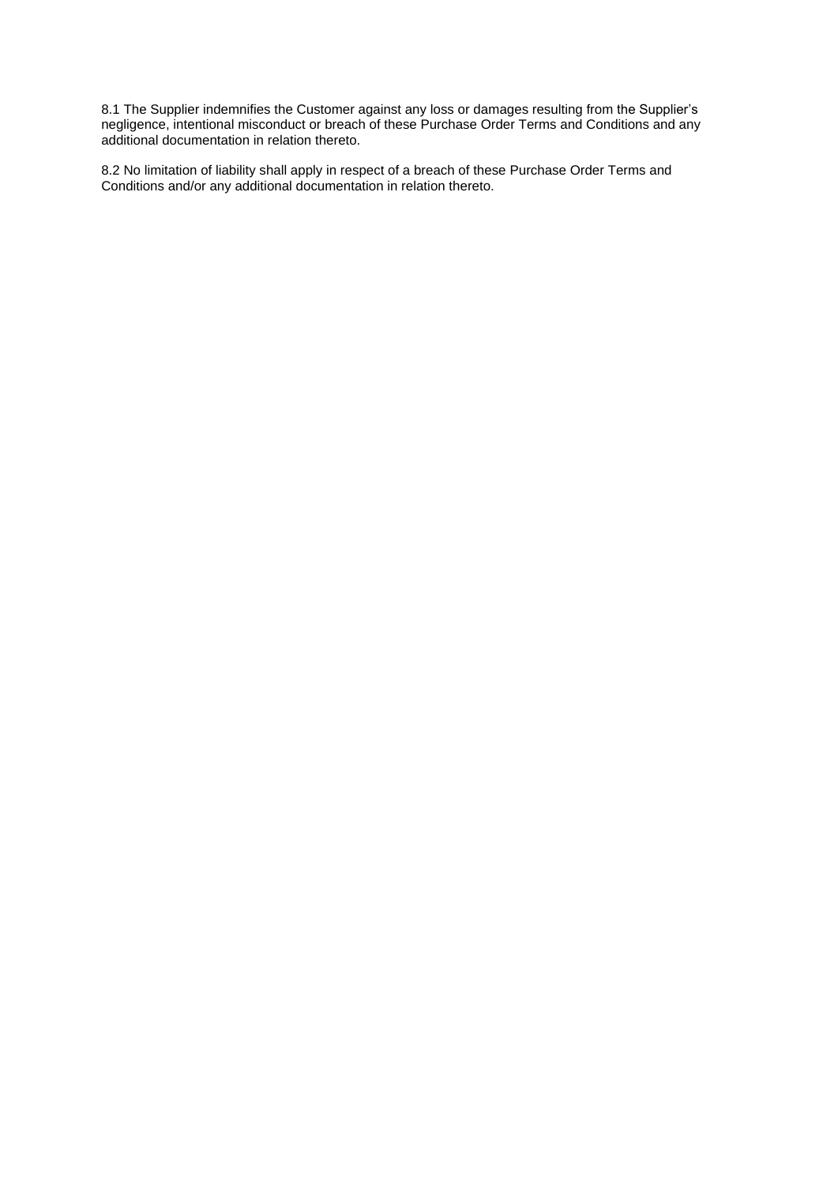8.1 The Supplier indemnifies the Customer against any loss or damages resulting from the Supplier's negligence, intentional misconduct or breach of these Purchase Order Terms and Conditions and any additional documentation in relation thereto.

8.2 No limitation of liability shall apply in respect of a breach of these Purchase Order Terms and Conditions and/or any additional documentation in relation thereto.